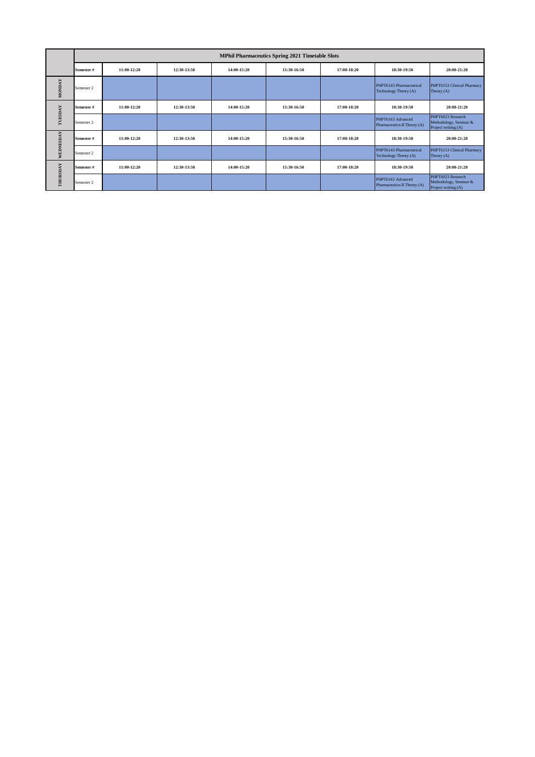| | MPhil Pharmaceutics Spring 2021 Timetable Slots | | | | | | | |
|---|---|---|---|---|---|---|---|---|
| | **Semester #** | **11:00-12:20** | **12:30-13:50** | **14:00-15:20** | **15:30-16:50** | **17:00-18:20** | **18:30-19:50** | **20:00-21:20** |
| **MONDAY** | Semester 2 | | | | | | PHPT6143 Pharmaceutical Technology Theory (A) | PHPT6153 Clinical Pharmacy Theory (A) |
| **TUESDAY** | **Semester #** | **11:00-12:20** | **12:30-13:50** | **14:00-15:20** | **15:30-16:50** | **17:00-18:20** | **18:30-19:50** | **20:00-21:20** |
| | Semester 2 | | | | | | PHPT6163 Advanced Pharmaceutics-II Theory (A) | PHPT6023 Research Methodology, Seminar & Project writing (A) |
| **WEDNESDAY** | **Semester #** | **11:00-12:20** | **12:30-13:50** | **14:00-15:20** | **15:30-16:50** | **17:00-18:20** | **18:30-19:50** | **20:00-21:20** |
| | Semester 2 | | | | | | PHPT6143 Pharmaceutical Technology Theory (A) | PHPT6153 Clinical Pharmacy Theory (A) |
| **THURSDAY** | **Semester #** | **11:00-12:20** | **12:30-13:50** | **14:00-15:20** | **15:30-16:50** | **17:00-18:20** | **18:30-19:50** | **20:00-21:20** |
| | Semester 2 | | | | | | PHPT6163 Advanced Pharmaceutics-II Theory (A) | PHPT6023 Research Methodology, Seminar & Project writing (A) |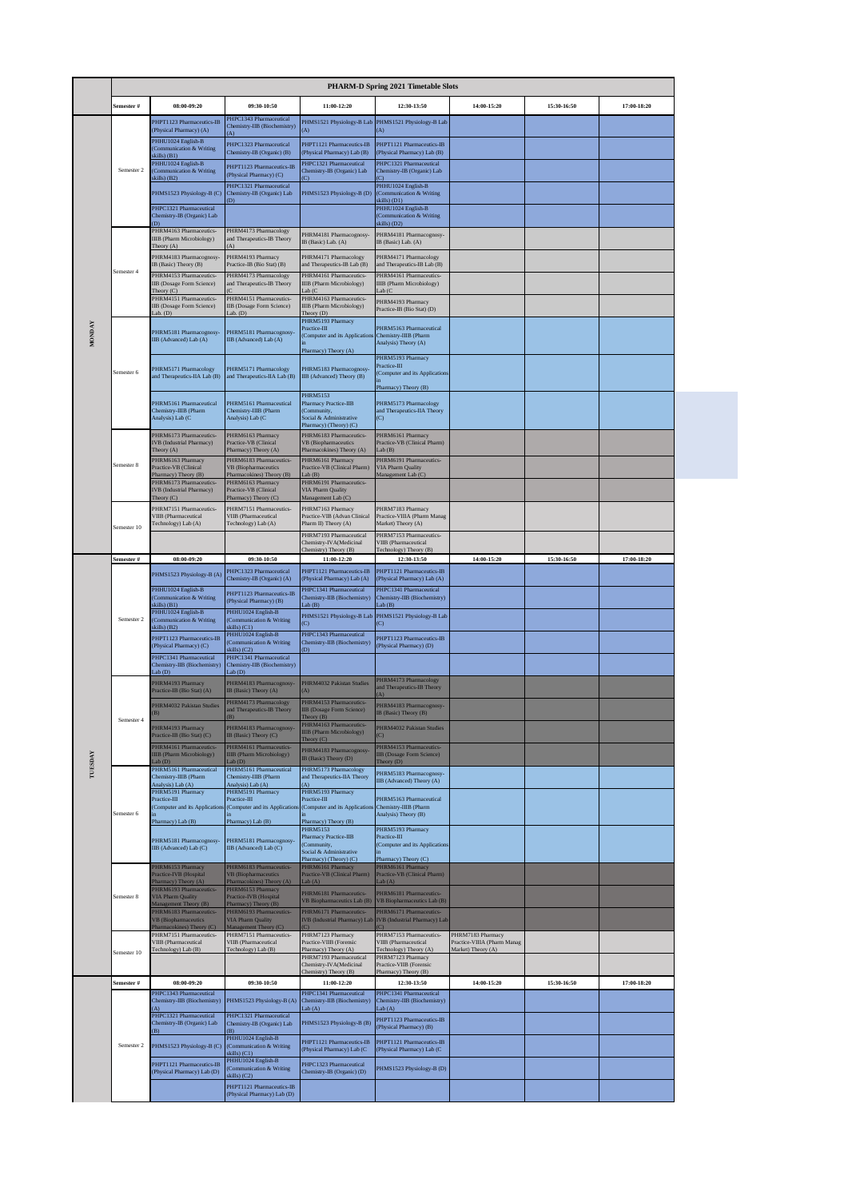# PHARM-D Spring 2021 Timetable Slots

| Day | Semester # | 08:00-09:20 | 09:30-10:50 | 11:00-12:20 | 12:30-13:50 | 14:00-15:20 | 15:30-16:50 | 17:00-18:20 |
|---|---|---|---|---|---|---|---|---|
| MONDAY | Semester 2 | PHPT1123 Pharmaceutics-IB (Physical Pharmacy) (A) | PHPC1343 Pharmaceutical Chemistry-IIB (Biochemistry) (A) | PHMS1521 Physiology-B Lab (A) | PHMS1521 Physiology-B Lab (A) | | | |
| | | PHHU1024 English-B (Communication & Writing skills) (B1) | PHPC1323 Pharmaceutical Chemistry-IB (Organic) (B) | PHPT1121 Pharmaceutics-IB (Physical Pharmacy) Lab (B) | PHPT1121 Pharmaceutics-IB (Physical Pharmacy) Lab (B) | | | |
| | | PHHU1024 English-B (Communication & Writing skills) (B2) | PHPT1123 Pharmaceutics-IB (Physical Pharmacy) (C) | PHPC1321 Pharmaceutical Chemistry-IB (Organic) Lab (C) | PHPC1321 Pharmaceutical Chemistry-IB (Organic) Lab (C) | | | |
| | | PHMS1523 Physiology-B (C) | PHPC1321 Pharmaceutical Chemistry-IB (Organic) Lab (D) | PHMS1523 Physiology-B (D) | PHHU1024 English-B (Communication & Writing skills) (D1) | | | |
| | | PHPC1321 Pharmaceutical Chemistry-IB (Organic) Lab (D) | | | PHHU1024 English-B (Communication & Writing skills) (D2) | | | |
| | Semester 4 | PHRM4163 Pharmaceutics-IIIB (Pharm Microbiology) Theory (A) | PHRM4173 Pharmacology and Therapeutics-IB Theory (A) | PHRM4181 Pharmacognosy-IB (Basic) Lab. (A) | PHRM4181 Pharmacognosy-IB (Basic) Lab. (A) | | | |
| | | PHRM4183 Pharmacognosy-IB (Basic) Theory (B) | PHRM4193 Pharmacy Practice-IB (Bio Stat) (B) | PHRM4171 Pharmacology and Therapeutics-IB Lab (B) | PHRM4171 Pharmacology and Therapeutics-IB Lab (B) | | | |
| | | PHRM4153 Pharmaceutics-IIB (Dosage Form Science) Theory (C) | PHRM4173 Pharmacology and Therapeutics-IB Theory (C | PHRM4161 Pharmaceutics-IIIB (Pharm Microbiology) Lab (C | PHRM4161 Pharmaceutics-IIIB (Pharm Microbiology) Lab (C | | | |
| | | PHRM4151 Pharmaceutics-IIB (Dosage Form Science) Lab. (D) | PHRM4151 Pharmaceutics-IIB (Dosage Form Science) Lab. (D) | PHRM4163 Pharmaceutics-IIIB (Pharm Microbiology) Theory (D) | PHRM4193 Pharmacy Practice-IB (Bio Stat) (D) | | | |
| | Semester 6 | PHRM5181 Pharmacognosy-IIB (Advanced) Lab (A) | PHRM5181 Pharmacognosy-IIB (Advanced) Lab (A) | PHRM5193 Pharmacy Practice-III (Computer and its Applications in Pharmacy) Theory (A) | PHRM5163 Pharmaceutical Chemistry-IIIB (Pharm Analysis) Theory (A) | | | |
| | | PHRM5171 Pharmacology and Therapeutics-IIA Lab (B) | PHRM5171 Pharmacology and Therapeutics-IIA Lab (B) | PHRM5183 Pharmacognosy-IIB (Advanced) Theory (B) | PHRM5193 Pharmacy Practice-III (Computer and its Applications in Pharmacy) Theory (B) | | | |
| | | PHRM5161 Pharmaceutical Chemistry-IIIB (Pharm Analysis) Lab (C | PHRM5161 Pharmaceutical Chemistry-IIIB (Pharm Analysis) Lab (C | PHRM5153 Pharmacy Practice-IIB (Community, Social & Administrative Pharmacy) (Theory) (C) | PHRM5173 Pharmacology and Therapeutics-IIA Theory (C) | | | |
| | Semester 8 | PHRM6173 Pharmaceutics-IVB (Industrial Pharmacy) Theory (A) | PHRM6163 Pharmacy Practice-VB (Clinical Pharmacy) Theory (A) | PHRM6183 Pharmaceutics-VB (Biopharmaceutics Pharmacokines) Theory (A) | PHRM6161 Pharmacy Practice-VB (Clinical Pharm) Lab (B) | | | |
| | | PHRM6163 Pharmacy Practice-VB (Clinical Pharmacy) Theory (B) | PHRM6183 Pharmaceutics-VB (Biopharmaceutics Pharmacokines) Theory (B) | PHRM6161 Pharmacy Practice-VB (Clinical Pharm) Lab (B) | PHRM6191 Pharmaceutics-VIA Pharm Quality Management Lab (C) | | | |
| | | PHRM6173 Pharmaceutics-IVB (Industrial Pharmacy) Theory (C) | PHRM6163 Pharmacy Practice-VB (Clinical Pharmacy) Theory (C) | PHRM6191 Pharmaceutics-VIA Pharm Quality Management Lab (C) | | | | |
| | Semester 10 | PHRM7151 Pharmaceutics-VIIB (Pharmaceutical Technology) Lab (A) | PHRM7151 Pharmaceutics-VIIB (Pharmaceutical Technology) Lab (A) | PHRM7163 Pharmacy Practice-VIIB (Advan Clinical Pharm II) Theory (A) | PHRM7183 Pharmacy Practice-VIIIA (Pharm Manag Market) Theory (A) | | | |
| | | | | PHRM7193 Pharmaceutical Chemistry-IVA(Medicinal Chemistry) Theory (B) | PHRM7153 Pharmaceutics-VIIB (Pharmaceutical Technology) Theory (B) | | | |
| TUESDAY | Semester 2 | PHMS1523 Physiology-B (A) | PHPC1323 Pharmaceutical Chemistry-IB (Organic) (A) | PHPT1121 Pharmaceutics-IB (Physical Pharmacy) Lab (A) | PHPT1121 Pharmaceutics-IB (Physical Pharmacy) Lab (A) | | | |
| | | PHHU1024 English-B (Communication & Writing skills) (B1) | PHPT1123 Pharmaceutics-IB (Physical Pharmacy) (B) | PHPC1341 Pharmaceutical Chemistry-IIB (Biochemistry) Lab (B) | PHPC1341 Pharmaceutical Chemistry-IIB (Biochemistry) Lab (B) | | | |
| | | PHHU1024 English-B (Communication & Writing skills) (B2) | PHHU1024 English-B (Communication & Writing skills) (C1) | PHMS1521 Physiology-B Lab (C) | PHMS1521 Physiology-B Lab (C) | | | |
| | | PHPT1123 Pharmaceutics-IB (Physical Pharmacy) (C) | PHHU1024 English-B (Communication & Writing skills) (C2) | PHPC1343 Pharmaceutical Chemistry-IIB (Biochemistry) (D) | PHPT1123 Pharmaceutics-IB (Physical Pharmacy) (D) | | | |
| | | PHPC1341 Pharmaceutical Chemistry-IIB (Biochemistry) Lab (D) | PHPC1341 Pharmaceutical Chemistry-IIB (Biochemistry) Lab (D) | | | | | |
| | Semester 4 | PHRM4193 Pharmacy Practice-IB (Bio Stat) (A) | PHRM4183 Pharmacognosy-IB (Basic) Theory (A) | PHRM4032 Pakistan Studies (A) | PHRM4173 Pharmacology and Therapeutics-IB Theory (A) | | | |
| | | PHRM4032 Pakistan Studies (B) | PHRM4173 Pharmacology and Therapeutics-IB Theory (B) | PHRM4153 Pharmaceutics-IIB (Dosage Form Science) Theory (B) | PHRM4183 Pharmacognosy-IB (Basic) Theory (B) | | | |
| | | PHRM4193 Pharmacy Practice-IB (Bio Stat) (C) | PHRM4183 Pharmacognosy-IB (Basic) Theory (C) | PHRM4163 Pharmaceutics-IIIB (Pharm Microbiology) Theory (C) | PHRM4032 Pakistan Studies (C) | | | |
| | | PHRM4161 Pharmaceutics-IIIB (Pharm Microbiology) Lab (D) | PHRM4161 Pharmaceutics-IIIB (Pharm Microbiology) Lab (D) | PHRM4183 Pharmacognosy-IB (Basic) Theory (D) | PHRM4153 Pharmaceutics-IIB (Dosage Form Science) Theory (D) | | | |
| | Semester 6 | PHRM5161 Pharmaceutical Chemistry-IIIB (Pharm Analysis) Lab (A) | PHRM5161 Pharmaceutical Chemistry-IIIB (Pharm Analysis) Lab (A) | PHRM5173 Pharmacology and Therapeutics-IIA Theory (A) | PHRM5183 Pharmacognosy-IIB (Advanced) Theory (A) | | | |
| | | PHRM5191 Pharmacy Practice-III (Computer and its Applications in Pharmacy) Lab (B) | PHRM5191 Pharmacy Practice-III (Computer and its Applications in Pharmacy) Lab (B) | PHRM5193 Pharmacy Practice-III (Computer and its Applications in Pharmacy) Theory (B) | PHRM5163 Pharmaceutical Chemistry-IIIB (Pharm Analysis) Theory (B) | | | |
| | | PHRM5181 Pharmacognosy-IIB (Advanced) Lab (C) | PHRM5181 Pharmacognosy-IIB (Advanced) Lab (C) | PHRM5153 Pharmacy Practice-IIB (Community, Social & Administrative Pharmacy) (Theory) (C) | PHRM5193 Pharmacy Practice-III (Computer and its Applications in Pharmacy) Theory (C) | | | |
| | Semester 8 | PHRM6153 Pharmacy Practice-IVB (Hospital Pharmacy) Theory (A) | PHRM6183 Pharmaceutics-VB (Biopharmaceutics Pharmacokines) Theory (A) | PHRM6161 Pharmacy Practice-VB (Clinical Pharm) Lab (A) | PHRM6161 Pharmacy Practice-VB (Clinical Pharm) Lab (A) | | | |
| | | PHRM6193 Pharmaceutics-VIA Pharm Quality Management Theory (B) | PHRM6153 Pharmacy Practice-IVB (Hospital Pharmacy) Theory (B) | PHRM6181 Pharmaceutics-VB Biopharmaceutics Lab (B) | PHRM6181 Pharmaceutics-VB Biopharmaceutics Lab (B) | | | |
| | | PHRM6183 Pharmaceutics-VB (Biopharmaceutics Pharmacokines) Theory (C) | PHRM6193 Pharmaceutics-VIA Pharm Quality Management Theory (C) | PHRM6171 Pharmaceutics-IVB (Industrial Pharmacy) Lab (C) | PHRM6171 Pharmaceutics-IVB (Industrial Pharmacy) Lab (C) | | | |
| | Semester 10 | PHRM7151 Pharmaceutics-VIIB (Pharmaceutical Technology) Lab (B) | PHRM7151 Pharmaceutics-VIIB (Pharmaceutical Technology) Lab (B) | PHRM7123 Pharmacy Practice-VIIIB (Forensic Pharmacy) Theory (A) | PHRM7153 Pharmaceutics-VIIB (Pharmaceutical Technology) Theory (A) | PHRM7183 Pharmacy Practice-VIIIA (Pharm Manag Market) Theory (A) | | |
| | | | | PHRM7193 Pharmaceutical Chemistry-IVA(Medicinal Chemistry) Theory (B) | PHRM7123 Pharmacy Practice-VIIIB (Forensic Pharmacy) Theory (B) | | | |
| | Semester 2 | PHPC1343 Pharmaceutical Chemistry-IIB (Biochemistry) (A) | PHMS1523 Physiology-B (A) | PHPC1341 Pharmaceutical Chemistry-IIB (Biochemistry) Lab (A) | PHPC1341 Pharmaceutical Chemistry-IIB (Biochemistry) Lab (A) | | | |
| | | PHPC1321 Pharmaceutical Chemistry-IB (Organic) Lab (B) | PHPC1321 Pharmaceutical Chemistry-IB (Organic) Lab (B) | PHMS1523 Physiology-B (B) | PHPT1123 Pharmaceutics-IB (Physical Pharmacy) (B) | | | |
| | | PHMS1523 Physiology-B (C) | PHHU1024 English-B (Communication & Writing skills) (C1) | PHPT1121 Pharmaceutics-IB (Physical Pharmacy) Lab (C | PHPT1121 Pharmaceutics-IB (Physical Pharmacy) Lab (C | | | |
| | | PHPT1121 Pharmaceutics-IB (Physical Pharmacy) Lab (D) | PHHU1024 English-B (Communication & Writing skills) (C2) | PHPC1323 Pharmaceutical Chemistry-IB (Organic) (D) | PHMS1523 Physiology-B (D) | | | |
| | | | PHPT1121 Pharmaceutics-IB (Physical Pharmacy) Lab (D) | | | | | |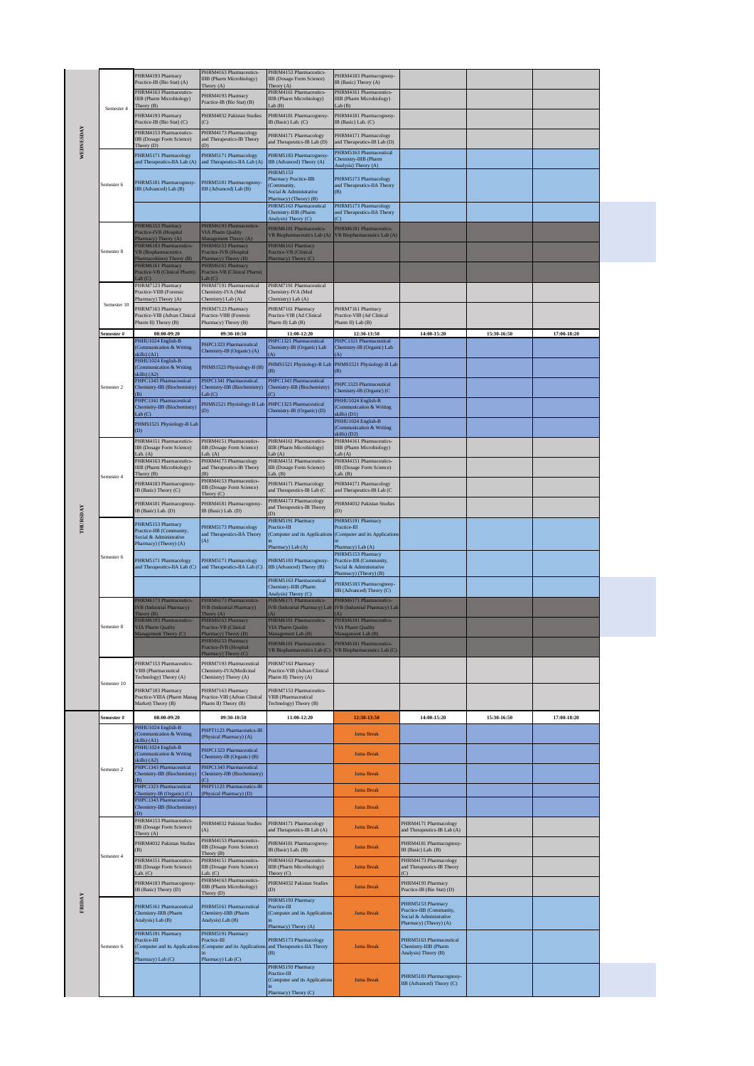| Day | Semester # | 08:00-09:20 | 09:30-10:50 | 11:00-12:20 | 12:30-13:50 | 14:00-15:20 | 15:30-16:50 | 17:00-18:20 |
|---|---|---|---|---|---|---|---|---|
| WEDNESDAY | Semester 4 | PHRM4193 Pharmacy Practice-IB (Bio Stat) (A) | PHRM4163 Pharmaceutics-IIIB (Pharm Microbiology) Theory (A) | PHRM4153 Pharmaceutics-IIB (Dosage Form Science) Theory (A) | PHRM4183 Pharmacognosy-IB (Basic) Theory (A) | | | |
| | | PHRM4163 Pharmaceutics-IIIB (Pharm Microbiology) Theory (B) | PHRM4193 Pharmacy Practice-IB (Bio Stat) (B) | PHRM4161 Pharmaceutics-IIIB (Pharm Microbiology) Lab (B) | PHRM4161 Pharmaceutics-IIIB (Pharm Microbiology) Lab (B) | | | |
| | | PHRM4193 Pharmacy Practice-IB (Bio Stat) (C) | PHRM4032 Pakistan Studies (C) | PHRM4181 Pharmacognosy-IB (Basic) Lab. (C) | PHRM4181 Pharmacognosy-IB (Basic) Lab. (C) | | | |
| | | PHRM4153 Pharmaceutics-IIB (Dosage Form Science) Theory (D) | PHRM4173 Pharmacology and Therapeutics-IB Theory (D) | PHRM4171 Pharmacology and Therapeutics-IB Lab (D) | PHRM4171 Pharmacology and Therapeutics-IB Lab (D) | | | |
| | Semester 6 | PHRM5171 Pharmacology and Therapeutics-IIA Lab (A) | PHRM5171 Pharmacology and Therapeutics-IIA Lab (A) | PHRM5183 Pharmacognosy-IIB (Advanced) Theory (A) | PHRM5163 Pharmaceutical Chemistry-IIIB (Pharm Analysis) Theory (A) | | | |
| | | PHRM5181 Pharmacognosy-IIB (Advanced) Lab (B) | PHRM5181 Pharmacognosy-IIB (Advanced) Lab (B) | PHRM5153 Pharmacy Practice-IIB (Community, Social & Administrative Pharmacy) (Theory) (B) | PHRM5173 Pharmacology and Therapeutics-IIA Theory (B) | | | |
| | | | | PHRM5163 Pharmaceutical Chemistry-IIIB (Pharm Analysis) Theory (C) | PHRM5173 Pharmacology and Therapeutics-IIA Theory (C) | | | |
| | Semester 8 | PHRM6153 Pharmacy Practice-IVB (Hospital Pharmacy) Theory (A) | PHRM6193 Pharmaceutics-VIA Pharm Quality Management Theory (A) | PHRM6181 Pharmaceutics-VB Biopharmaceutics Lab (A) | PHRM6181 Pharmaceutics-VB Biopharmaceutics Lab (A) | | | |
| | | PHRM6183 Pharmaceutics-VB (Biopharmaceutics Pharmacokinetics) Theory (B) | PHRM6153 Pharmacy Practice-IVB (Hospital Pharmacy) Theory (B) | PHRM6163 Pharmacy Practice-VB (Clinical Pharmacy) Theory (C) | | | | |
| | | PHRM6161 Pharmacy Practice-VB (Clinical Pharm) Lab (C) | PHRM6161 Pharmacy Practice-VB (Clinical Pharm) Lab (C) | | | | | |
| | Semester 10 | PHRM7123 Pharmacy Practice-VIIIB (Forensic Pharmacy) Theory (A) | PHRM7191 Pharmaceutical Chemistry-IVA (Med Chemistry) Lab (A) | PHRM7191 Pharmaceutical Chemistry-IVA (Med Chemistry) Lab (A) | | | | |
| | | PHRM7163 Pharmacy Practice-VIB (Advan Clinical Pharm II) Theory (B) | PHRM7123 Pharmacy Practice-VIIIB (Forensic Pharmacy) Theory (B) | PHRM7161 Pharmacy Practice-VIB (Ad Clinical Pharm II) Lab (B) | PHRM7161 Pharmacy Practice-VIB (Ad Clinical Pharm II) Lab (B) | | | |
| THURSDAY | Semester # | 08:00-09:20 | 09:30-10:50 | 11:00-12:20 | 12:30-13:50 | 14:00-15:20 | 15:30-16:50 | 17:00-18:20 |
| | Semester 2 | PHHU1024 English-B (Communication & Writing skills) (A1) | PHPC1323 Pharmaceutical Chemistry-IB (Organic) (A) | PHPC1321 Pharmaceutical Chemistry-IB (Organic) Lab (A) | PHPC1321 Pharmaceutical Chemistry-IB (Organic) Lab (A) | | | |
| | | PHHU1024 English-B (Communication & Writing skills) (A2) | PHMS1523 Physiology-B (B) | PHMS1521 Physiology-B Lab (B) | PHMS1521 Physiology-B Lab (B) | | | |
| | | PHPC1343 Pharmaceutical Chemistry-IIB (Biochemistry) (B) | PHPC1341 Pharmaceutical Chemistry-IIB (Biochemistry) Lab (C) | PHPC1343 Pharmaceutical Chemistry-IIB (Biochemistry) (C) | PHPC1323 Pharmaceutical Chemistry-IB (Organic) (C | | | |
| | | PHPC1341 Pharmaceutical Chemistry-IIB (Biochemistry) Lab (C) | PHMS1521 Physiology-B Lab (D) | PHPC1323 Pharmaceutical Chemistry-IB (Organic) (D) | PHHU1024 English-B (Communication & Writing skills) (D1) | | | |
| | | PHMS1521 Physiology-B Lab (D) | | | PHHU1024 English-B (Communication & Writing skills) (D2) | | | |
| | Semester 4 | PHRM4151 Pharmaceutics-IIB (Dosage Form Science) Lab. (A) | PHRM4151 Pharmaceutics-IIB (Dosage Form Science) Lab. (A) | PHRM4161 Pharmaceutics-IIIB (Pharm Microbiology) Lab (A) | PHRM4161 Pharmaceutics-IIIB (Pharm Microbiology) Lab (A) | | | |
| | | PHRM4163 Pharmaceutics-IIIB (Pharm Microbiology) Theory (B) | PHRM4173 Pharmacology and Therapeutics-IB Theory (B) | PHRM4151 Pharmaceutics-IIB (Dosage Form Science) Lab. (B) | PHRM4151 Pharmaceutics-IIB (Dosage Form Science) Lab. (B) | | | |
| | | PHRM4183 Pharmacognosy-IB (Basic) Theory (C) | PHRM4153 Pharmaceutics-IIB (Dosage Form Science) Theory (C) | PHRM4171 Pharmacology and Therapeutics-IB Lab (C | PHRM4171 Pharmacology and Therapeutics-IB Lab (C | | | |
| | | PHRM4181 Pharmacognosy-IB (Basic) Lab. (D) | PHRM4181 Pharmacognosy-IB (Basic) Lab. (D) | PHRM4173 Pharmacology and Therapeutics-IB Theory (D) | PHRM4032 Pakistan Studies (D) | | | |
| | Semester 6 | PHRM5153 Pharmacy Practice-IIB (Community, Social & Administrative Pharmacy) (Theory) (A) | PHRM5173 Pharmacology and Therapeutics-IIA Theory (A) | PHRM5191 Pharmacy Practice-III (Computer and its Applications in Pharmacy) Lab (A) | PHRM5191 Pharmacy Practice-III (Computer and its Applications in Pharmacy) Lab (A) | | | |
| | | PHRM5171 Pharmacology and Therapeutics-IIA Lab (C) | PHRM5171 Pharmacology and Therapeutics-IIA Lab (C) | PHRM5183 Pharmacognosy-IIB (Advanced) Theory (B) | PHRM5153 Pharmacy Practice-IIB (Community, Social & Administrative Pharmacy) (Theory) (B) | | | |
| | | | | PHRM5163 Pharmaceutical Chemistry-IIIB (Pharm Analysis) Theory (C) | PHRM5183 Pharmacognosy-IIB (Advanced) Theory (C) | | | |
| | Semester 8 | PHRM6173 Pharmaceutics-IVB (Industrial Pharmacy) Theory (B) | PHRM6173 Pharmaceutics-IVB (Industrial Pharmacy) Theory (A) | PHRM6171 Pharmaceutics-IVB (Industrial Pharmacy) Lab (A) | PHRM6171 Pharmaceutics-IVB (Industrial Pharmacy) Lab (A) | | | |
| | | PHRM6193 Pharmaceutics-VIA Pharm Quality Management Theory (C) | PHRM6163 Pharmacy Practice-VB (Clinical Pharmacy) Theory (B) | PHRM6191 Pharmaceutics-VIA Pharm Quality Management Lab (B) | PHRM6191 Pharmaceutics-VIA Pharm Quality Management Lab (B) | | | |
| | | | PHRM6153 Pharmacy Practice-IVB (Hospital Pharmacy) Theory (C) | PHRM6181 Pharmaceutics-VB Biopharmaceutics Lab (C) | PHRM6181 Pharmaceutics-VB Biopharmaceutics Lab (C) | | | |
| | Semester 10 | PHRM7153 Pharmaceutics-VIIIB (Pharmaceutical Technology) Theory (A) | PHRM7193 Pharmaceutical Chemistry-IVA(Medicinal Chemistry) Theory (A) | PHRM7163 Pharmacy Practice-VIB (Advan Clinical Pharm II) Theory (A) | | | | |
| | | PHRM7183 Pharmacy Practice-VIIIA (Pharm Manag Market) Theory (B) | PHRM7163 Pharmacy Practice-VIB (Advan Clinical Pharm II) Theory (B) | PHRM7153 Pharmaceutics-VIIIB (Pharmaceutical Technology) Theory (B) | | | | |
| FRIDAY | Semester # | 08:00-09:20 | 09:30-10:50 | 11:00-12:20 | 12:30-13:50 | 14:00-15:20 | 15:30-16:50 | 17:00-18:20 |
| | Semester 2 | PHHU1024 English-B (Communication & Writing skills) (A1) | PHPT1123 Pharmaceutics-IB (Physical Pharmacy) (A) | | Juma Break | | | |
| | | PHHU1024 English-B (Communication & Writing skills) (A2) | PHPC1323 Pharmaceutical Chemistry-IB (Organic) (B) | | Juma Break | | | |
| | | PHPC1343 Pharmaceutical Chemistry-IIB (Biochemistry) (B) | PHPC1343 Pharmaceutical Chemistry-IIB (Biochemistry) (C) | | Juma Break | | | |
| | | PHPC1323 Pharmaceutical Chemistry-IB (Organic) (C) | PHPT1123 Pharmaceutics-IB (Physical Pharmacy) (D) | | Juma Break | | | |
| | | PHPC1343 Pharmaceutical Chemistry-IIB (Biochemistry) (D) | | | Juma Break | | | |
| | Semester 4 | PHRM4153 Pharmaceutics-IIB (Dosage Form Science) Theory (A) | PHRM4032 Pakistan Studies (A) | PHRM4171 Pharmacology and Therapeutics-IB Lab (A) | Juma Break | PHRM4171 Pharmacology and Therapeutics-IB Lab (A) | | |
| | | PHRM4032 Pakistan Studies (B) | PHRM4153 Pharmaceutics-IIB (Dosage Form Science) Theory (B) | PHRM4181 Pharmacognosy-IB (Basic) Lab. (B) | Juma Break | PHRM4181 Pharmacognosy-IB (Basic) Lab. (B) | | |
| | | PHRM4151 Pharmaceutics-IIB (Dosage Form Science) Lab. (C) | PHRM4151 Pharmaceutics-IIB (Dosage Form Science) Lab. (C) | PHRM4163 Pharmaceutics-IIIB (Pharm Microbiology) Theory (C) | Juma Break | PHRM4173 Pharmacology and Therapeutics-IB Theory (C) | | |
| | | PHRM4183 Pharmacognosy-IB (Basic) Theory (D) | PHRM4163 Pharmaceutics-IIIB (Pharm Microbiology) Theory (D) | PHRM4032 Pakistan Studies (D) | Juma Break | PHRM4193 Pharmacy Practice-IB (Bio Stat) (D) | | |
| | Semester 6 | PHRM5161 Pharmaceutical Chemistry-IIIB (Pharm Analysis) Lab (B) | PHRM5161 Pharmaceutical Chemistry-IIIB (Pharm Analysis) Lab (B) | PHRM5193 Pharmacy Practice-III (Computer and its Applications in Pharmacy) Theory (A) | Juma Break | PHRM5153 Pharmacy Practice-IIB (Community, Social & Administrative Pharmacy) (Theory) (A) | | |
| | | PHRM5191 Pharmacy Practice-III (Computer and its Applications in Pharmacy) Lab (C) | PHRM5191 Pharmacy Practice-III (Computer and its Applications in Pharmacy) Lab (C) | PHRM5173 Pharmacology and Therapeutics-IIA Theory (B) | Juma Break | PHRM5163 Pharmaceutical Chemistry-IIIB (Pharm Analysis) Theory (B) | | |
| | | | | PHRM5193 Pharmacy Practice-III (Computer and its Applications in Pharmacy) Theory (C) | Juma Break | PHRM5183 Pharmacognosy-IIB (Advanced) Theory (C) | | |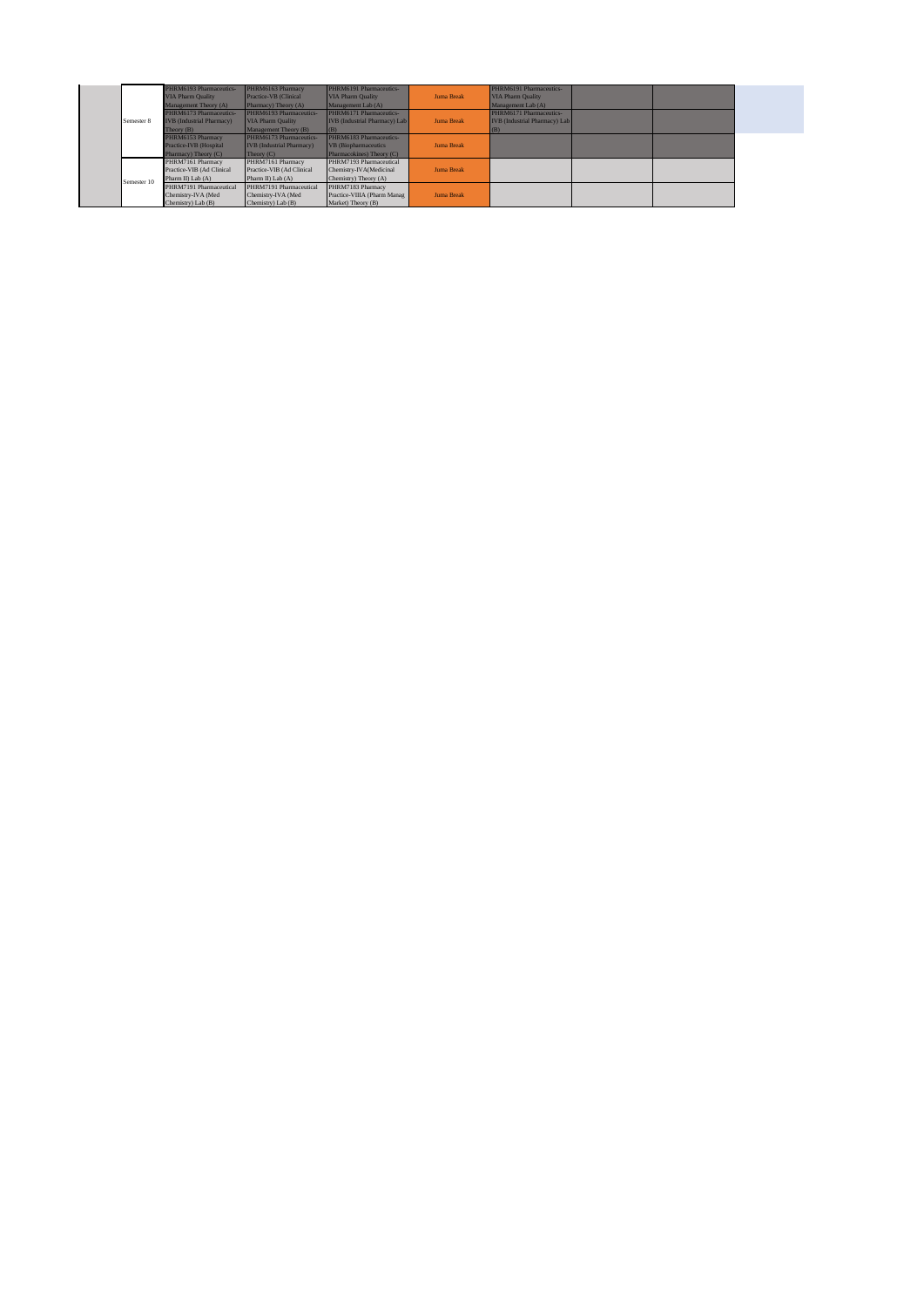| | | | | | | | | |
|---|---|---|---|---|---|---|---|---|
| Semester 8 | PHRM6193 Pharmaceutics-VIA Pharm Quality Management Theory (A) | PHRM6163 Pharmacy Practice-VB (Clinical Pharmacy) Theory (A) | PHRM6191 Pharmaceutics-VIA Pharm Quality Management Lab (A) | Juma Break | PHRM6191 Pharmaceutics-VIA Pharm Quality Management Lab (A) | | | |
| | PHRM6173 Pharmaceutics-IVB (Industrial Pharmacy) Theory (B) | PHRM6193 Pharmaceutics-VIA Pharm Quality Management Theory (B) | PHRM6171 Pharmaceutics-IVB (Industrial Pharmacy) Lab (B) | Juma Break | PHRM6171 Pharmaceutics-IVB (Industrial Pharmacy) Lab (B) | | | |
| | PHRM6153 Pharmacy Practice-IVB (Hospital Pharmacy) Theory (C) | PHRM6173 Pharmaceutics-IVB (Industrial Pharmacy) Theory (C) | PHRM6183 Pharmaceutics-VB (Biopharmaceutics Pharmacokines) Theory (C) | Juma Break | | | | |
| Semester 10 | PHRM7161 Pharmacy Practice-VIB (Ad Clinical Pharm II) Lab (A) | PHRM7161 Pharmacy Practice-VIB (Ad Clinical Pharm II) Lab (A) | PHRM7193 Pharmaceutical Chemistry-IVA(Medicinal Chemistry) Theory (A) | Juma Break | | | | |
| | PHRM7191 Pharmaceutical Chemistry-IVA (Med Chemistry) Lab (B) | PHRM7191 Pharmaceutical Chemistry-IVA (Med Chemistry) Lab (B) | PHRM7183 Pharmacy Practice-VIIIA (Pharm Manag Market) Theory (B) | Juma Break | | | | |